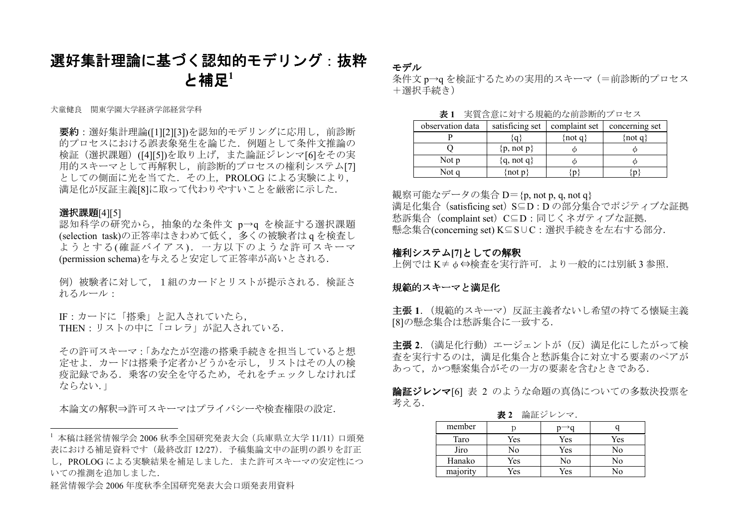# 選好集計理論に基づく認知的モデリング：抜粋と補足[1]

犬童健良　関東学園大学経済学部経営学科

**要約**：選好集計理論([1][2][3])を認知的モデリングに応用し，前診断的プロセスにおける誤表象発生を論じた．例題として条件文推論の検証（選択課題）([4][5])を取り上げ，また論証ジレンマ[6]をその実用的スキーマとして再解釈し，前診断的プロセスの権利システム[7]としての側面に光を当てた．その上，PROLOG による実験により，満足化が反証主義[8]に取って代わりやすいことを厳密に示した．

**選択課題**[4][5]

認知科学の研究から，抽象的な条件文 $p \rightarrow q$ を検証する選択課題(selection task)の正答率はきわめて低く，多くの被験者は q を検査しようとする(確証バイアス)．一方以下のような許可スキーマ(permission schema)を与えると安定して正答率が高いとされる．

例）被験者に対して，１組のカードとリストが提示される．検証されるルール：

IF：カードに「搭乗」と記入されていたら，
THEN：リストの中に「コレラ」が記入されている．

その許可スキーマ :「あなたが空港の搭乗手続きを担当していると想定せよ．カードは搭乗予定者かどうかを示し，リストはその人の検疫記録である．乗客の安全を守るため，それをチェックしなければならない.」

本論文の解釈⇒許可スキーマはプライバシーや検査権限の設定．

[1] 本稿は経営情報学会 2006 秋季全国研究発表大会（兵庫県立大学 11/11）口頭発表における補足資料です（最終改訂 12/27）．予稿集論文中の証明の誤りを訂正し，PROLOG による実験結果を補足しました．また許可スキーマの安定性についての推測を追加しました．

経営情報学会 2006 年度秋季全国研究発表大会口頭発表用資料

**モデル**

条件文 $p \rightarrow q$ を検証するための実用的スキーマ（＝前診断的プロセス＋選択手続き）

**表 1**　実質含意に対する規範的な前診断的プロセス

| observation data | satisficing set | complaint set | concerning set |
|---|---|---|---|
| P | {q} | {not q} | {not q} |
| Q | {p, not p} | φ | φ |
| Not p | {q, not q} | φ | φ |
| Not q | {not p} | {p} | {p} |

観察可能なデータの集合 D＝{p, not p, q, not q}
満足化集合（satisficing set）S⊆D：D の部分集合でポジティブな証拠
愁訴集合（complaint set）C⊆D：同じくネガティブな証拠.
懸念集合(concerning set) K⊆S∪C：選択手続きを左右する部分.

**権利システム[7]としての解釈**

上例では K≠φ⇔検査を実行許可．より一般的には別紙 3 参照.

**規範的スキーマと満足化**

**主張 1**．（規範的スキーマ）反証主義者ないし希望の持てる懐疑主義[8]の懸念集合は愁訴集合に一致する.

**主張 2**．（満足化行動）エージェントが（反）満足化にしたがって検査を実行するのは，満足化集合と愁訴集合に対立する要素のペアがあって，かつ懸案集合がその一方の要素を含むときである.

**論証ジレンマ**[6] 表 2 のような命題の真偽についての多数決投票を考える.

**表 2**　論証ジレンマ.

| member | p | $p \rightarrow q$ | q |
|---|---|---|---|
| Taro | Yes | Yes | Yes |
| Jiro | No | Yes | No |
| Hanako | Yes | No | No |
| majority | Yes | Yes | No |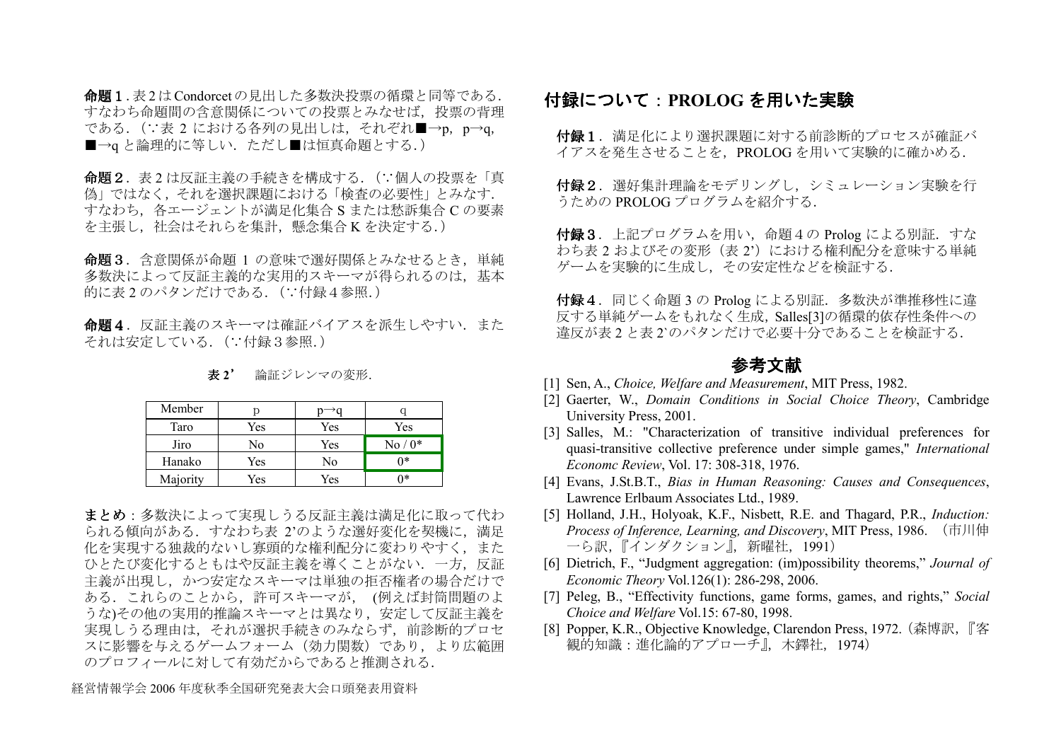**命題１**．表 2 は Condorcet の見出した多数決投票の循環と同等である．すなわち命題間の含意関係についての投票とみなせば，投票の背理である．（∵表 2 における各列の見出しは，それぞれ■→p，p→q，■→q と論理的に等しい．ただし■は恒真命題とする．）

**命題２**．表 2 は反証主義の手続きを構成する．（∵個人の投票を「真偽」ではなく，それを選択課題における「検査の必要性」とみなす．すなわち，各エージェントが満足化集合 S または愁訴集合 C の要素を主張し，社会はそれらを集計，懸念集合 K を決定する．）

**命題３**．含意関係が命題 1 の意味で選好関係とみなせるとき，単純多数決によって反証主義的な実用的スキーマが得られるのは，基本的に表 2 のパタンだけである．（∵付録４参照.）

**命題４**．反証主義のスキーマは確証バイアスを派生しやすい．またそれは安定している．（∵付録３参照.）

**表 2’**　論証ジレンマの変形.

| Member | p | p→q | q |
|---|---|---|---|
| Taro | Yes | Yes | Yes |
| Jiro | No | Yes | No / 0* |
| Hanako | Yes | No | 0* |
| Majority | Yes | Yes | 0* |

**まとめ**：多数決によって実現しうる反証主義は満足化に取って代わられる傾向がある．すなわち表 2’のような選好変化を契機に，満足化を実現する独裁的ないし寡頭的な権利配分に変わりやすく，またひとたび変化するともはや反証主義を導くことがない．一方，反証主義が出現し，かつ安定なスキーマは単独の拒否権者の場合だけである．これらのことから，許可スキーマが，(例えば封筒問題のような)その他の実用的推論スキーマとは異なり，安定して反証主義を実現しうる理由は，それが選択手続きのみならず，前診断的プロセスに影響を与えるゲームフォーム（効力関数）であり，より広範囲のプロフィールに対して有効だからであると推測される．

経営情報学会 2006 年度秋季全国研究発表大会口頭発表用資料

## 付録について：PROLOG を用いた実験

**付録１**．満足化により選択課題に対する前診断的プロセスが確証バイアスを発生させることを，PROLOG を用いて実験的に確かめる．

**付録２**．選好集計理論をモデリングし，シミュレーション実験を行うための PROLOG プログラムを紹介する．

**付録３**．上記プログラムを用い，命題４の Prolog による別証．すなわち表 2 およびその変形（表 2’）における権利配分を意味する単純ゲームを実験的に生成し，その安定性などを検証する．

**付録４**．同じく命題 3 の Prolog による別証．多数決が準推移性に違反する単純ゲームをもれなく生成，Salles[3]の循環的依存性条件への違反が表 2 と表 2`のパタンだけで必要十分であることを検証する．

## 参考文献

[1] Sen, A., *Choice, Welfare and Measurement*, MIT Press, 1982.

[2] Gaerter, W., *Domain Conditions in Social Choice Theory*, Cambridge University Press, 2001.

[3] Salles, M.: "Characterization of transitive individual preferences for quasi-transitive collective preference under simple games," *International Economc Review*, Vol. 17: 308-318, 1976.

[4] Evans, J.St.B.T., *Bias in Human Reasoning: Causes and Consequences*, Lawrence Erlbaum Associates Ltd., 1989.

[5] Holland, J.H., Holyoak, K.F., Nisbett, R.E. and Thagard, P.R., *Induction: Process of Inference, Learning, and Discovery*, MIT Press, 1986. （市川伸一ら訳，『インダクション』，新曜社，1991）

[6] Dietrich, F., “Judgment aggregation: (im)possibility theorems,” *Journal of Economic Theory* Vol.126(1): 286-298, 2006.

[7] Peleg, B., “Effectivity functions, game forms, games, and rights,” *Social Choice and Welfare* Vol.15: 67-80, 1998.

[8] Popper, K.R., Objective Knowledge, Clarendon Press, 1972.（森博訳，『客観的知識：進化論的アプローチ』，木鐸社，1974）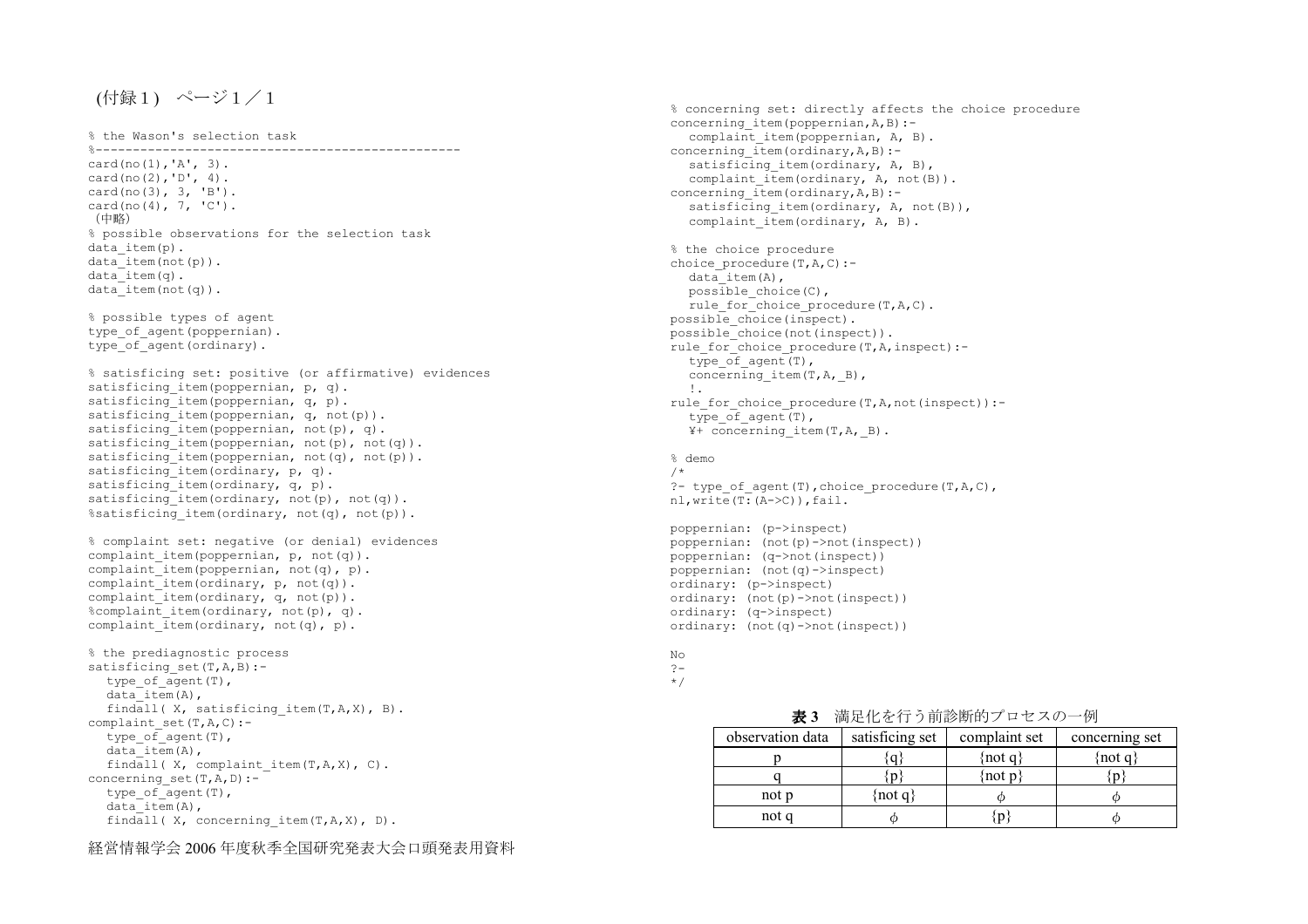(付録1) ページ1／1

```
% the Wason's selection task
%-------------------------------------------------
card(no(1),'A', 3).
card(no(2),'D', 4).
card(no(3), 3, 'B').
card(no(4), 7, 'C').
（中略）
% possible observations for the selection task
data_item(p).
data_item(not(p)).
data_item(q).
data_item(not(q)).

% possible types of agent
type_of_agent(poppernian).
type_of_agent(ordinary).

% satisficing set: positive (or affirmative) evidences
satisficing_item(poppernian, p, q).
satisficing_item(poppernian, q, p).
satisficing_item(poppernian, q, not(p)).
satisficing_item(poppernian, not(p), q).
satisficing_item(poppernian, not(p), not(q)).
satisficing_item(poppernian, not(q), not(p)).
satisficing_item(ordinary, p, q).
satisficing_item(ordinary, q, p).
satisficing_item(ordinary, not(p), not(q)).
%satisficing_item(ordinary, not(q), not(p)).

% complaint set: negative (or denial) evidences
complaint_item(poppernian, p, not(q)).
complaint_item(poppernian, not(q), p).
complaint_item(ordinary, p, not(q)).
complaint_item(ordinary, q, not(p)).
%complaint_item(ordinary, not(p), q).
complaint_item(ordinary, not(q), p).

% the prediagnostic process
satisficing_set(T,A,B):-
   type_of_agent(T),
   data_item(A),
   findall( X, satisficing_item(T,A,X), B).
complaint_set(T,A,C):-
   type_of_agent(T),
   data_item(A),
   findall( X, complaint_item(T,A,X), C).
concerning_set(T,A,D):-
   type_of_agent(T),
   data_item(A),
   findall( X, concerning_item(T,A,X), D).
```

```
% concerning set: directly affects the choice procedure
concerning_item(poppernian,A,B):-
   complaint_item(poppernian, A, B).
concerning_item(ordinary,A,B):-
   satisficing_item(ordinary, A, B),
   complaint_item(ordinary, A, not(B)).
concerning_item(ordinary,A,B):-
   satisficing_item(ordinary, A, not(B)),
   complaint_item(ordinary, A, B).

% the choice procedure
choice_procedure(T,A,C):-
   data_item(A),
   possible_choice(C),
   rule_for_choice_procedure(T,A,C).
possible_choice(inspect).
possible_choice(not(inspect)).
rule_for_choice_procedure(T,A,inspect):-
   type_of_agent(T),
   concerning_item(T,A,_B),
   !.
rule_for_choice_procedure(T,A,not(inspect)):-
   type_of_agent(T),
   ¥+ concerning_item(T,A,_B).

% demo
/*
?- type_of_agent(T),choice_procedure(T,A,C),
nl,write(T:(A->C)),fail.

poppernian: (p->inspect)
poppernian: (not(p)->not(inspect))
poppernian: (q->not(inspect))
poppernian: (not(q)->inspect)
ordinary: (p->inspect)
ordinary: (not(p)->not(inspect))
ordinary: (q->inspect)
ordinary: (not(q)->not(inspect))

No
?-
*/
```

**表3** 満足化を行う前診断的プロセスの一例

| observation data | satisficing set | complaint set | concerning set |
|---|---|---|---|
| p | {q} | {not q} | {not q} |
| q | {p} | {not p} | {p} |
| not p | {not q} | $\phi$ | $\phi$ |
| not q | $\phi$ | {p} | $\phi$ |

経営情報学会 2006 年度秋季全国研究発表大会口頭発表用資料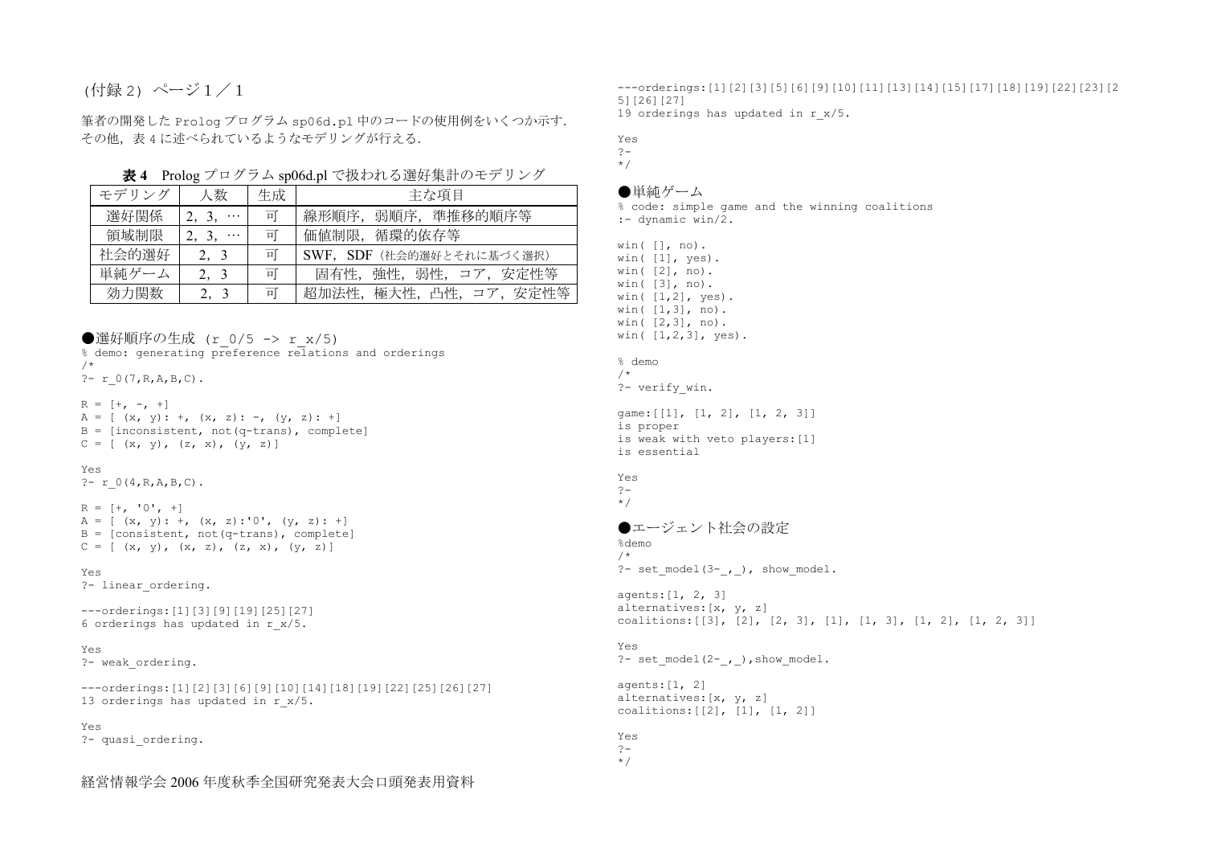（付録２）ページ１／１

筆者の開発した Prolog プログラム sp06d.pl 中のコードの使用例をいくつか示す．その他，表４に述べられているようなモデリングが行える．

**表４** Prolog プログラム sp06d.pl で扱われる選好集計のモデリング

| モデリング | 人数 | 生成 | 主な項目 |
|---|---|---|---|
| 選好関係 | 2，3，… | 可 | 線形順序，弱順序，準推移的順序等 |
| 領域制限 | 2，3，… | 可 | 価値制限，循環的依存等 |
| 社会的選好 | 2，3 | 可 | SWF，SDF（社会的選好とそれに基づく選択） |
| 単純ゲーム | 2，3 | 可 | 固有性，強性，弱性，コア，安定性等 |
| 効力関数 | 2，3 | 可 | 超加法性，極大性，凸性，コア，安定性等 |

●選好順序の生成 (r_0/5 -> r_x/5)

```
% demo: generating preference relations and orderings
/*
?- r_0(7,R,A,B,C).

R = [+, -, +]
A = [ (x, y): +, (x, z): -, (y, z): +]
B = [inconsistent, not(q-trans), complete]
C = [ (x, y), (z, x), (y, z)]

Yes
?- r_0(4,R,A,B,C).

R = [+, '0', +]
A = [ (x, y): +, (x, z):'0', (y, z): +]
B = [consistent, not(q-trans), complete]
C = [ (x, y), (x, z), (z, x), (y, z)]

Yes
?- linear_ordering.

---orderings:[1][3][9][19][25][27]
6 orderings has updated in r_x/5.

Yes
?- weak_ordering.

---orderings:[1][2][3][6][9][10][14][18][19][22][25][26][27]
13 orderings has updated in r_x/5.

Yes
?- quasi_ordering.

---orderings:[1][2][3][5][6][9][10][11][13][14][15][17][18][19][22][23][25][26][27]
19 orderings has updated in r_x/5.

Yes
?-
*/
```

●単純ゲーム

```
% code: simple game and the winning coalitions
:- dynamic win/2.

win( [], no).
win( [1], yes).
win( [2], no).
win( [3], no).
win( [1,2], yes).
win( [1,3], no).
win( [2,3], no).
win( [1,2,3], yes).

% demo
/*
?- verify_win.

game:[[1], [1, 2], [1, 2, 3]]
is proper
is weak with veto players:[1]
is essential

Yes
?-
*/
```

●エージェント社会の設定

```
%demo
/*
?- set_model(3-_,_), show_model.

agents:[1, 2, 3]
alternatives:[x, y, z]
coalitions:[[3], [2], [2, 3], [1], [1, 3], [1, 2], [1, 2, 3]]

Yes
?- set_model(2-_,_),show_model.

agents:[1, 2]
alternatives:[x, y, z]
coalitions:[[2], [1], [1, 2]]

Yes
?-
*/
```

経営情報学会 2006 年度秋季全国研究発表大会口頭発表用資料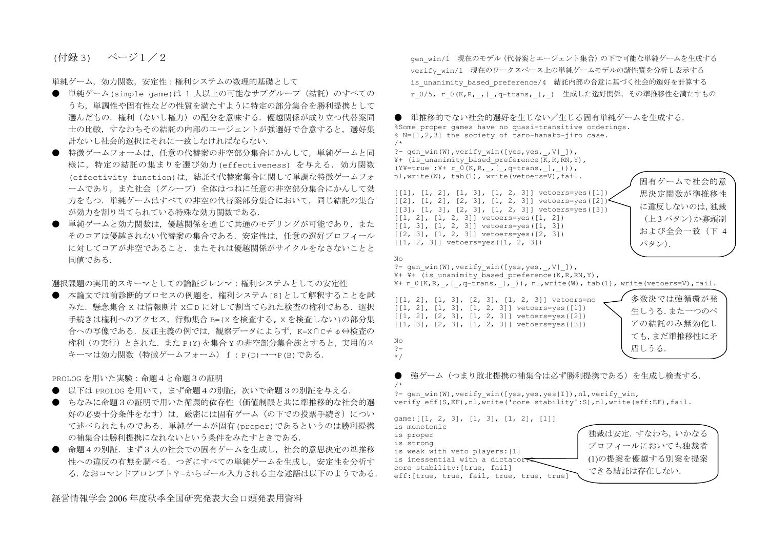(付録 3)　　ページ１／２

単純ゲーム，効力関数，安定性：権利システムの数理的基礎として

- 単純ゲーム(simple game)は 1 人以上の可能なサブグループ（結託）のすべてのうち，単調性や固有性などの性質を満たすように特定の部分集合を勝利提携として選んだもの．権利（ないし権力）の配分を意味する．優越関係が成り立つ代替案同士の比較，すなわちその結託の内部のエージェントが強選好で合意すると，選好集計ないし社会的選択はそれに一致しなければならない．
- 特徴ゲームフォームは，任意の代替案の非空部分集合にかんして，単純ゲームと同様に，特定の結託の集まりを選び効力(effectiveness) を与える．効力関数(effectivity function)は，結託や代替案集合に関して単調な特徴ゲームフォームであり，また社会（グループ）全体はつねに任意の非空部分集合にかんして効力をもつ．単純ゲームはすべての非空の代替案部分集合において，同じ結託の集合が効力を割り当てられている特殊な効力関数である．
- 単純ゲームと効力関数は，優越関係を通じて共通のモデリングが可能であり，またそのコアは優越されない代替案の集合である．安定性は，任意の選好プロフィールに対してコアが非空であること．またそれは優越関係がサイクルをなさないことと同値である．

選択課題の実用的スキーマとしての論証ジレンマ：権利システムとしての安定性

- 本論文では前診断的プロセスの例題を，権利システム[8]として解釈することを試みた．懸念集合 K は情報断片 X⊆D に対して割当てられた検査の権利である．選択手続きは権利へのアクセス，行動集合 B={X を検査する，X を検査しない}の部分集合への写像である．反証主義の例では，観察データによらず，K=X∩C≠φ⇔検査の権利（の実行）とされた．また P(Y)を集合 Y の非空部分集合族とすると，実用的スキーマは効力関数（特徴ゲームフォーム） f ：P(D)→→P(B)である．

PROLOG を用いた実験：命題４と命題３の証明

- 以下は PROLOG を用いて，まず命題４の別証，次いで命題３の別証を与える．
- ちなみに命題３の証明で用いた循環的依存性（価値制限と共に準推移的な社会的選好の必要十分条件をなす）は，厳密には固有ゲーム（の下での投票手続き）について述べられたものである．単純ゲームが固有(proper)であるというのは勝利提携の補集合は勝利提携になれないという条件をみたすときである．
- 命題４の別証．まず３人の社会での固有ゲームを生成し，社会的意思決定の準推移性への違反の有無を調べる．つぎにすべての単純ゲームを生成し，安定性を分析する．なおコマンドプロンプト？-からゴール入力される主な述語は以下のようである．

gen_win/1　現在のモデル（代替案とエージェント集合）の下で可能な単純ゲームを生成する

verify_win/1　現在のワークスペース上の単純ゲームモデルの諸性質を分析し表示する

is_unanimity_based_preference/4　結託内部の合意に基づく社会的選好を計算する

r_0/5, r_0(K,R,_,[_,q-trans,_],_)　生成した選好関係，その準推移性を満たすもの

- 準推移的でない社会的選好を生じない／生じる固有単純ゲームを生成する．

```
%Some proper games have no quasi-transitive orderings.
% N=[1,2,3] the society of taro-hanako-jiro case.
/*
?- gen_win(W),verify_win([yes,yes,_,V|_]),
¥+ (is_unanimity_based_preference(K,R,RN,Y),
(Y¥=true ;¥+ r_0(K,R,_,[_,q-trans,_],_))),
nl,write(W), tab(1), write(vetoers=V),fail.

[[1], [1, 2], [1, 3], [1, 2, 3]] vetoers=yes([1])
[[2], [1, 2], [2, 3], [1, 2, 3]] vetoers=yes([2])
[[3], [1, 3], [2, 3], [1, 2, 3]] vetoers=yes([3])
[[1, 2], [1, 2, 3]] vetoers=yes([1, 2])
[[1, 3], [1, 2, 3]] vetoers=yes([1, 3])
[[2, 3], [1, 2, 3]] vetoers=yes([2, 3])
[[1, 2, 3]] vetoers=yes([1, 2, 3])

No
?- gen_win(W),verify_win([yes,yes,_,V|_]),
¥+ ¥+ (is_unanimity_based_preference(K,R,RN,Y),
¥+ r_0(K,R,_,[_,q-trans,_],_)), nl,write(W), tab(1), write(vetoers=V),fail.

[[1, 2], [1, 3], [2, 3], [1, 2, 3]] vetoers=no
[[1, 2], [1, 3], [1, 2, 3]] vetoers=yes([1])
[[1, 2], [2, 3], [1, 2, 3]] vetoers=yes([2])
[[1, 3], [2, 3], [1, 2, 3]] vetoers=yes([3])

No
?-
*/
```

固有ゲームで社会的意思決定関数が準推移性に違反しないのは，独裁（上３パタン）か寡頭制および全会一致（下４パタン）．

多数決では強循環が発生しうる．また一つのペアの結託のみ無効化しても，まだ準推移性に矛盾しうる．

- 強ゲーム（つまり敗北提携の補集合は必ず勝利提携である）を生成し検査する．

```
/*
?- gen_win(W),verify_win([yes,yes,yes|I]),nl,verify_win,
verify_eff(S,EF),nl,write('core stability':S),nl,write(eff:EF),fail.

game:[[1, 2, 3], [1, 3], [1, 2], [1]]
is monotonic
is proper
is strong
is weak with veto players:[1]
is inessential with a dictator:1
core stability:[true, fail]
eff:[true, true, fail, true, true, true]
```

独裁は安定．すなわち，いかなるプロフィールにおいても独裁者(1)の提案を優越する別案を提案できる結託は存在しない．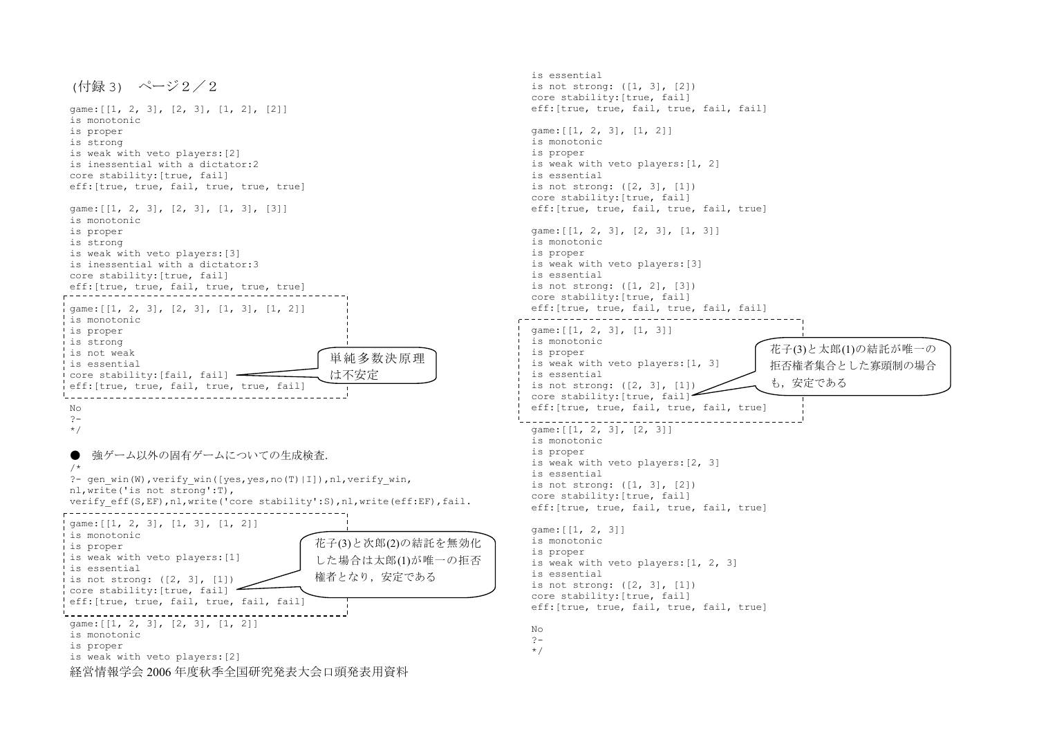（付録３）　ページ２／２

```
game:[[1, 2, 3], [2, 3], [1, 2], [2]]
is monotonic
is proper
is strong
is weak with veto players:[2]
is inessential with a dictator:2
core stability:[true, fail]
eff:[true, true, fail, true, true, true]

game:[[1, 2, 3], [2, 3], [1, 3], [3]]
is monotonic
is proper
is strong
is weak with veto players:[3]
is inessential with a dictator:3
core stability:[true, fail]
eff:[true, true, fail, true, true, true]

game:[[1, 2, 3], [2, 3], [1, 3], [1, 2]]
is monotonic
is proper
is strong
is not weak
is essential
core stability:[fail, fail]
eff:[true, true, fail, true, true, fail]

No
?-
*/
```

単純多数決原理は不安定

● 強ゲーム以外の固有ゲームについての生成検査.

```
/*
?- gen_win(W),verify_win([yes,yes,no(T)|I]),nl,verify_win,
nl,write('is not strong':T),
verify_eff(S,EF),nl,write('core stability':S),nl,write(eff:EF),fail.

game:[[1, 2, 3], [1, 3], [1, 2]]
is monotonic
is proper
is weak with veto players:[1]
is essential
is not strong: ([2, 3], [1])
core stability:[true, fail]
eff:[true, true, fail, true, fail, fail]
```

花子(3)と次郎(2)の結託を無効化した場合は太郎(1)が唯一の拒否権者となり，安定である

```
game:[[1, 2, 3], [2, 3], [1, 2]]
is monotonic
is proper
is weak with veto players:[2]
is essential
is not strong: ([1, 3], [2])
core stability:[true, fail]
eff:[true, true, fail, true, fail, fail]

game:[[1, 2, 3], [1, 2]]
is monotonic
is proper
is weak with veto players:[1, 2]
is essential
is not strong: ([2, 3], [1])
core stability:[true, fail]
eff:[true, true, fail, true, fail, true]

game:[[1, 2, 3], [2, 3], [1, 3]]
is monotonic
is proper
is weak with veto players:[3]
is essential
is not strong: ([1, 2], [3])
core stability:[true, fail]
eff:[true, true, fail, true, fail, fail]

game:[[1, 2, 3], [1, 3]]
is monotonic
is proper
is weak with veto players:[1, 3]
is essential
is not strong: ([2, 3], [1])
core stability:[true, fail]
eff:[true, true, fail, true, fail, true]
```

花子(3)と太郎(1)の結託が唯一の拒否権者集合とした寡頭制の場合も，安定である

```
game:[[1, 2, 3], [2, 3]]
is monotonic
is proper
is weak with veto players:[2, 3]
is essential
is not strong: ([1, 3], [2])
core stability:[true, fail]
eff:[true, true, fail, true, fail, true]

game:[[1, 2, 3]]
is monotonic
is proper
is weak with veto players:[1, 2, 3]
is essential
is not strong: ([2, 3], [1])
core stability:[true, fail]
eff:[true, true, fail, true, fail, true]

No
?-
*/
```

経営情報学会 2006 年度秋季全国研究発表大会口頭発表用資料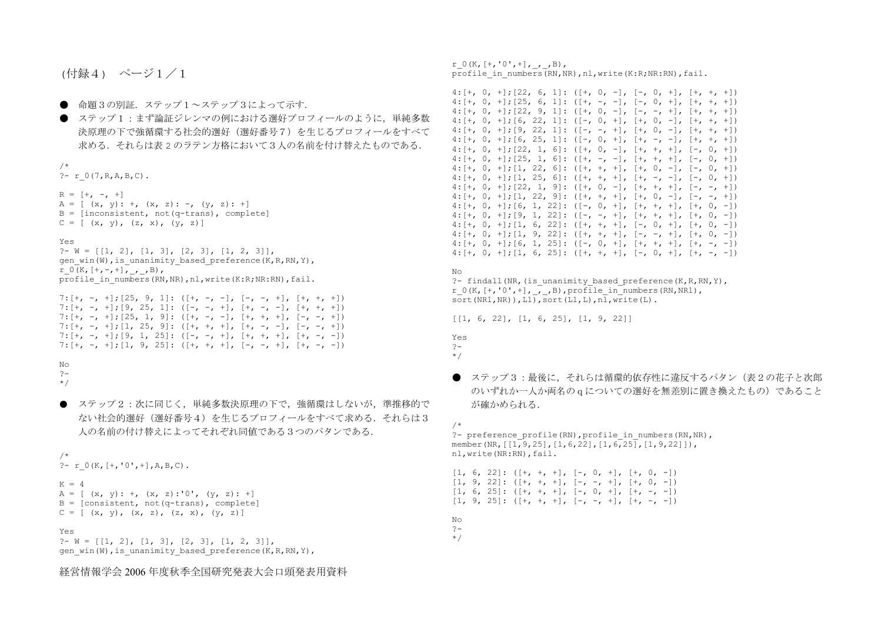（付録４）　ページ１／１

- 命題３の別証．ステップ１～ステップ３によって示す．
- ステップ１：まず論証ジレンマの例における選好プロフィールのように，単純多数決原理の下で強循環する社会的選好（選好番号７）を生じるプロフィールをすべて求める．それらは表２のラテン方格において３人の名前を付け替えたものである．

```
/*
?- r_0(7,R,A,B,C).

R = [+, -, +]
A = [ (x, y): +, (x, z): -, (y, z): +]
B = [inconsistent, not(q-trans), complete]
C = [ (x, y), (z, x), (y, z)]

Yes
?- W = [[1, 2], [1, 3], [2, 3], [1, 2, 3]],
gen_win(W),is_unanimity_based_preference(K,R,RN,Y),
r_0(K,[+,-,+],_,_,B),
profile_in_numbers(RN,NR),nl,write(K:R;NR:RN),fail.

7:[+, -, +];[25, 9, 1]: ([+, -, -], [-, -, +], [+, +, +])
7:[+, -, +];[9, 25, 1]: ([-, -, +], [+, -, -], [+, +, +])
7:[+, -, +];[25, 1, 9]: ([+, -, -], [+, +, +], [-, -, +])
7:[+, -, +];[1, 25, 9]: ([+, +, +], [+, -, -], [-, -, +])
7:[+, -, +];[9, 1, 25]: ([-, -, +], [+, +, +], [+, -, -])
7:[+, -, +];[1, 9, 25]: ([+, +, +], [-, -, +], [+, -, -])

No
?-
*/
```

- ステップ２：次に同じく，単純多数決原理の下で，強循環はしないが，準推移的でない社会的選好（選好番号４）を生じるプロフィールをすべて求める．それらは３人の名前の付け替えによってそれぞれ同値である３つのパタンである．

```
/*
?- r_0(K,[+,'0',+],A,B,C).

K = 4
A = [ (x, y): +, (x, z):'0', (y, z): +]
B = [consistent, not(q-trans), complete]
C = [ (x, y), (x, z), (z, x), (y, z)]

Yes
?- W = [[1, 2], [1, 3], [2, 3], [1, 2, 3]],
gen_win(W),is_unanimity_based_preference(K,R,RN,Y),
r_0(K,[+,'0',+],_,_,B),
profile_in_numbers(RN,NR),nl,write(K:R;NR:RN),fail.

4:[+, 0, +];[22, 6, 1]: ([+, 0, -], [-, 0, +], [+, +, +])
4:[+, 0, +];[25, 6, 1]: ([+, -, -], [-, 0, +], [+, +, +])
4:[+, 0, +];[22, 9, 1]: ([+, 0, -], [-, -, +], [+, +, +])
4:[+, 0, +];[6, 22, 1]: ([-, 0, +], [+, 0, -], [+, +, +])
4:[+, 0, +];[9, 22, 1]: ([-, -, +], [+, 0, -], [+, +, +])
4:[+, 0, +];[6, 25, 1]: ([-, 0, +], [+, -, -], [+, +, +])
4:[+, 0, +];[22, 1, 6]: ([+, 0, -], [+, +, +], [-, 0, +])
4:[+, 0, +];[25, 1, 6]: ([+, -, -], [+, +, +], [-, 0, +])
4:[+, 0, +];[1, 22, 6]: ([+, +, +], [+, 0, -], [-, 0, +])
4:[+, 0, +];[1, 25, 6]: ([+, +, +], [+, -, -], [-, 0, +])
4:[+, 0, +];[22, 1, 9]: ([+, 0, -], [+, +, +], [-, -, +])
4:[+, 0, +];[1, 22, 9]: ([+, +, +], [+, 0, -], [-, -, +])
4:[+, 0, +];[6, 1, 22]: ([-, 0, +], [+, +, +], [+, 0, -])
4:[+, 0, +];[9, 1, 22]: ([-, -, +], [+, +, +], [+, 0, -])
4:[+, 0, +];[1, 6, 22]: ([+, +, +], [-, 0, +], [+, 0, -])
4:[+, 0, +];[1, 9, 22]: ([+, +, +], [-, -, +], [+, 0, -])
4:[+, 0, +];[6, 1, 25]: ([-, 0, +], [+, +, +], [+, -, -])
4:[+, 0, +];[1, 6, 25]: ([+, +, +], [-, 0, +], [+, -, -])

No
?- findall(NR,(is_unanimity_based_preference(K,R,RN,Y),
r_0(K,[+,'0',+],_,_,B),profile_in_numbers(RN,NR1),
sort(NR1,NR)),L1),sort(L1,L),nl,write(L).

[[1, 6, 22], [1, 6, 25], [1, 9, 22]]

Yes
?-
*/
```

- ステップ３：最後に，それらは循環的依存性に違反するパタン（表２の花子と次郎のいずれか一人か両名のqについての選好を無差別に置き換えたもの）であることが確かめられる．

```
/*
?- preference_profile(RN),profile_in_numbers(RN,NR),
member(NR,[[1,9,25],[1,6,22],[1,6,25],[1,9,22]]),
nl,write(NR:RN),fail.

[1, 6, 22]: ([+, +, +], [-, 0, +], [+, 0, -])
[1, 9, 22]: ([+, +, +], [-, -, +], [+, 0, -])
[1, 6, 25]: ([+, +, +], [-, 0, +], [+, -, -])
[1, 9, 25]: ([+, +, +], [-, -, +], [+, -, -])

No
?-
*/
```

経営情報学会 2006 年度秋季全国研究発表大会口頭発表用資料